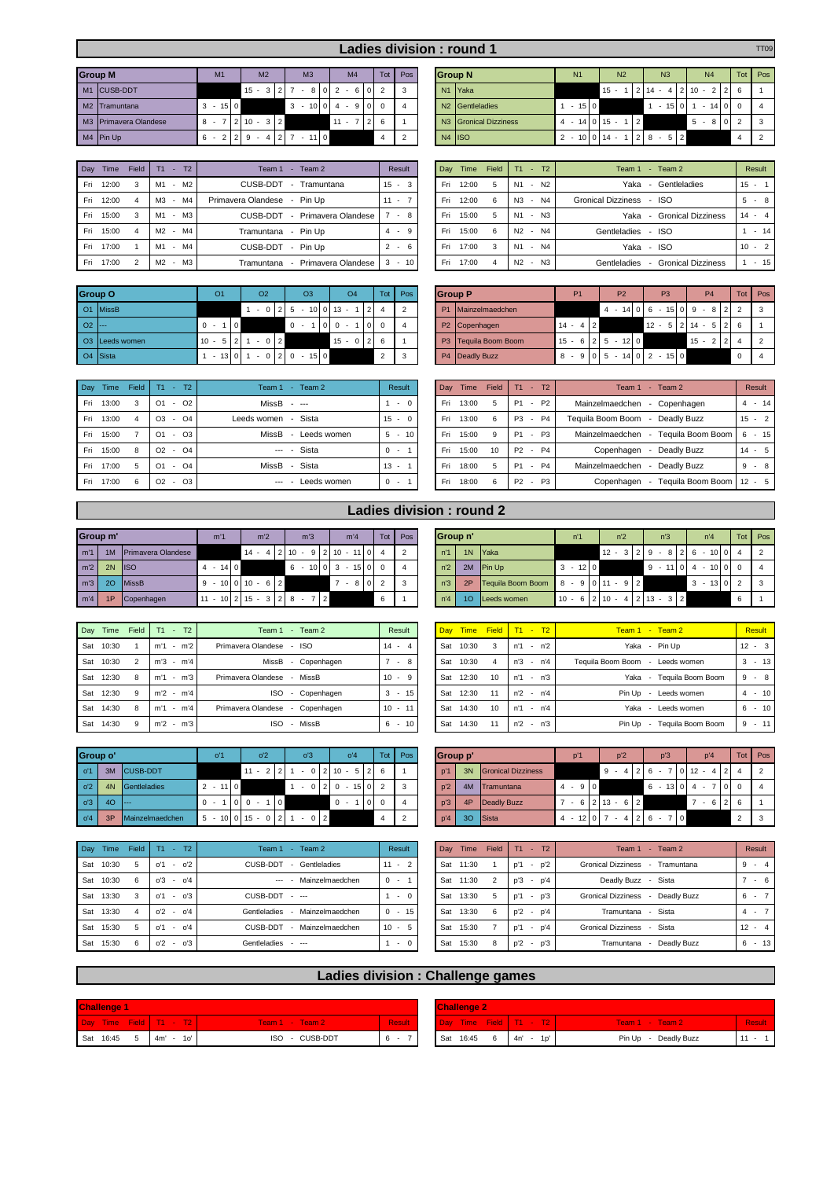# Ladies division : round 1

TT09

| Group M | | M1 | M2 | M3 | M4 | Tot | Pos |
|---|---|---|---|---|---|---|---|
| M1 | CUSB-DDT | | 15 - 3 2 | 7 - 8 0 | 2 - 6 0 | 2 | 3 |
| M2 | Tramuntana | 3 - 15 0 | | 3 - 10 0 | 4 - 9 0 | 0 | 4 |
| M3 | Primavera Olandese | 8 - 7 2 | 10 - 3 2 | | 11 - 7 2 | 6 | 1 |
| M4 | Pin Up | 6 - 2 2 | 9 - 4 2 | 7 - 11 0 | | 4 | 2 |

| Day | Time | Field | T1 - T2 | Team 1 - Team 2 | Result |
|---|---|---|---|---|---|
| Fri | 12:00 | 3 | M1 - M2 | CUSB-DDT - Tramuntana | 15 - 3 |
| Fri | 12:00 | 4 | M3 - M4 | Primavera Olandese - Pin Up | 11 - 7 |
| Fri | 15:00 | 3 | M1 - M3 | CUSB-DDT - Primavera Olandese | 7 - 8 |
| Fri | 15:00 | 4 | M2 - M4 | Tramuntana - Pin Up | 4 - 9 |
| Fri | 17:00 | 1 | M1 - M4 | CUSB-DDT - Pin Up | 2 - 6 |
| Fri | 17:00 | 2 | M2 - M3 | Tramuntana - Primavera Olandese | 3 - 10 |

| Group N | | N1 | N2 | N3 | N4 | Tot | Pos |
|---|---|---|---|---|---|---|---|
| N1 | Yaka | | 15 - 1 2 | 14 - 4 2 | 10 - 2 2 | 6 | 1 |
| N2 | Gentleladies | 1 - 15 0 | | 1 - 15 0 | 1 - 14 0 | 0 | 4 |
| N3 | Gronical Dizziness | 4 - 14 0 | 15 - 1 2 | | 5 - 8 0 | 2 | 3 |
| N4 | ISO | 2 - 10 0 | 14 - 1 2 | 8 - 5 2 | | 4 | 2 |

| Day | Time | Field | T1 - T2 | Team 1 - Team 2 | Result |
|---|---|---|---|---|---|
| Fri | 12:00 | 5 | N1 - N2 | Yaka - Gentleladies | 15 - 1 |
| Fri | 12:00 | 6 | N3 - N4 | Gronical Dizziness - ISO | 5 - 8 |
| Fri | 15:00 | 5 | N1 - N3 | Yaka - Gronical Dizziness | 14 - 4 |
| Fri | 15:00 | 6 | N2 - N4 | Gentleladies - ISO | 1 - 14 |
| Fri | 17:00 | 3 | N1 - N4 | Yaka - ISO | 10 - 2 |
| Fri | 17:00 | 4 | N2 - N3 | Gentleladies - Gronical Dizziness | 1 - 15 |

| Group O | | O1 | O2 | O3 | O4 | Tot | Pos |
|---|---|---|---|---|---|---|---|
| O1 | MissB | | 1 - 0 2 | 5 - 10 0 | 13 - 1 2 | 4 | 2 |
| O2 | --- | 0 - 1 0 | | 0 - 1 0 | 0 - 1 0 | 0 | 4 |
| O3 | Leeds women | 10 - 5 2 | 1 - 0 2 | | 15 - 0 2 | 6 | 1 |
| O4 | Sista | 1 - 13 0 | 1 - 0 2 | 0 - 15 0 | | 2 | 3 |

| Day | Time | Field | T1 - T2 | Team 1 - Team 2 | Result |
|---|---|---|---|---|---|
| Fri | 13:00 | 3 | O1 - O2 | MissB - --- | 1 - 0 |
| Fri | 13:00 | 4 | O3 - O4 | Leeds women - Sista | 15 - 0 |
| Fri | 15:00 | 7 | O1 - O3 | MissB - Leeds women | 5 - 10 |
| Fri | 15:00 | 8 | O2 - O4 | --- - Sista | 0 - 1 |
| Fri | 17:00 | 5 | O1 - O4 | MissB - Sista | 13 - 1 |
| Fri | 17:00 | 6 | O2 - O3 | --- - Leeds women | 0 - 1 |

| Group P | | P1 | P2 | P3 | P4 | Tot | Pos |
|---|---|---|---|---|---|---|---|
| P1 | Mainzelmaedchen | | 4 - 14 0 | 6 - 15 0 | 9 - 8 2 | 2 | 3 |
| P2 | Copenhagen | 14 - 4 2 | | 12 - 5 2 | 14 - 5 2 | 6 | 1 |
| P3 | Tequila Boom Boom | 15 - 6 2 | 5 - 12 0 | | 15 - 2 2 | 4 | 2 |
| P4 | Deadly Buzz | 8 - 9 0 | 5 - 14 0 | 2 - 15 0 | | 0 | 4 |

| Day | Time | Field | T1 - T2 | Team 1 - Team 2 | Result |
|---|---|---|---|---|---|
| Fri | 13:00 | 5 | P1 - P2 | Mainzelmaedchen - Copenhagen | 4 - 14 |
| Fri | 13:00 | 6 | P3 - P4 | Tequila Boom Boom - Deadly Buzz | 15 - 2 |
| Fri | 15:00 | 9 | P1 - P3 | Mainzelmaedchen - Tequila Boom Boom | 6 - 15 |
| Fri | 15:00 | 10 | P2 - P4 | Copenhagen - Deadly Buzz | 14 - 5 |
| Fri | 18:00 | 5 | P1 - P4 | Mainzelmaedchen - Deadly Buzz | 9 - 8 |
| Fri | 18:00 | 6 | P2 - P3 | Copenhagen - Tequila Boom Boom | 12 - 5 |

# Ladies division : round 2

| Group m' | | | m'1 | m'2 | m'3 | m'4 | Tot | Pos |
|---|---|---|---|---|---|---|---|---|
| m'1 | 1M | Primavera Olandese | | 14 - 4 2 | 10 - 9 2 | 10 - 11 0 | 4 | 2 |
| m'2 | 2N | ISO | 4 - 14 0 | | 6 - 10 0 | 3 - 15 0 | 0 | 4 |
| m'3 | 2O | MissB | 9 - 10 0 | 10 - 6 2 | | 7 - 8 0 | 2 | 3 |
| m'4 | 1P | Copenhagen | 11 - 10 2 | 15 - 3 2 | 8 - 7 2 | | 6 | 1 |

| Day | Time | Field | T1 - T2 | Team 1 - Team 2 | Result |
|---|---|---|---|---|---|
| Sat | 10:30 | 1 | m'1 - m'2 | Primavera Olandese - ISO | 14 - 4 |
| Sat | 10:30 | 2 | m'3 - m'4 | MissB - Copenhagen | 7 - 8 |
| Sat | 12:30 | 8 | m'1 - m'3 | Primavera Olandese - MissB | 10 - 9 |
| Sat | 12:30 | 9 | m'2 - m'4 | ISO - Copenhagen | 3 - 15 |
| Sat | 14:30 | 8 | m'1 - m'4 | Primavera Olandese - Copenhagen | 10 - 11 |
| Sat | 14:30 | 9 | m'2 - m'3 | ISO - MissB | 6 - 10 |

| Group n' | | | n'1 | n'2 | n'3 | n'4 | Tot | Pos |
|---|---|---|---|---|---|---|---|---|
| n'1 | 1N | Yaka | | 12 - 3 2 | 9 - 8 2 | 6 - 10 0 | 4 | 2 |
| n'2 | 2M | Pin Up | 3 - 12 0 | | 9 - 11 0 | 4 - 10 0 | 0 | 4 |
| n'3 | 2P | Tequila Boom Boom | 8 - 9 0 | 11 - 9 2 | | 3 - 13 0 | 2 | 3 |
| n'4 | 1O | Leeds women | 10 - 6 2 | 10 - 4 2 | 13 - 3 2 | | 6 | 1 |

| Day | Time | Field | T1 - T2 | Team 1 - Team 2 | Result |
|---|---|---|---|---|---|
| Sat | 10:30 | 3 | n'1 - n'2 | Yaka - Pin Up | 12 - 3 |
| Sat | 10:30 | 4 | n'3 - n'4 | Tequila Boom Boom - Leeds women | 3 - 13 |
| Sat | 12:30 | 10 | n'1 - n'3 | Yaka - Tequila Boom Boom | 9 - 8 |
| Sat | 12:30 | 11 | n'2 - n'4 | Pin Up - Leeds women | 4 - 10 |
| Sat | 14:30 | 10 | n'1 - n'4 | Yaka - Leeds women | 6 - 10 |
| Sat | 14:30 | 11 | n'2 - n'3 | Pin Up - Tequila Boom Boom | 9 - 11 |

| Group o' | | | o'1 | o'2 | o'3 | o'4 | Tot | Pos |
|---|---|---|---|---|---|---|---|---|
| o'1 | 3M | CUSB-DDT | | 11 - 2 2 | 1 - 0 2 | 10 - 5 2 | 6 | 1 |
| o'2 | 4N | Gentleladies | 2 - 11 0 | | 1 - 0 2 | 0 - 15 0 | 2 | 3 |
| o'3 | 4O | --- | 0 - 1 0 | 0 - 1 0 | | 0 - 1 0 | 0 | 4 |
| o'4 | 3P | Mainzelmaedchen | 5 - 10 0 | 15 - 0 2 | 1 - 0 2 | | 4 | 2 |

| Day | Time | Field | T1 - T2 | Team 1 - Team 2 | Result |
|---|---|---|---|---|---|
| Sat | 10:30 | 5 | o'1 - o'2 | CUSB-DDT - Gentleladies | 11 - 2 |
| Sat | 10:30 | 6 | o'3 - o'4 | --- - Mainzelmaedchen | 0 - 1 |
| Sat | 13:30 | 3 | o'1 - o'3 | CUSB-DDT - --- | 1 - 0 |
| Sat | 13:30 | 4 | o'2 - o'4 | Gentleladies - Mainzelmaedchen | 0 - 15 |
| Sat | 15:30 | 5 | o'1 - o'4 | CUSB-DDT - Mainzelmaedchen | 10 - 5 |
| Sat | 15:30 | 6 | o'2 - o'3 | Gentleladies - --- | 1 - 0 |

| Group p' | | | p'1 | p'2 | p'3 | p'4 | Tot | Pos |
|---|---|---|---|---|---|---|---|---|
| p'1 | 3N | Gronical Dizziness | | 9 - 4 2 | 6 - 7 0 | 12 - 4 2 | 4 | 2 |
| p'2 | 4M | Tramuntana | 4 - 9 0 | | 6 - 13 0 | 4 - 7 0 | 0 | 4 |
| p'3 | 4P | Deadly Buzz | 7 - 6 2 | 13 - 6 2 | | 7 - 6 2 | 6 | 1 |
| p'4 | 3O | Sista | 4 - 12 0 | 7 - 4 2 | 6 - 7 0 | | 2 | 3 |

| Day | Time | Field | T1 - T2 | Team 1 - Team 2 | Result |
|---|---|---|---|---|---|
| Sat | 11:30 | 1 | p'1 - p'2 | Gronical Dizziness - Tramuntana | 9 - 4 |
| Sat | 11:30 | 2 | p'3 - p'4 | Deadly Buzz - Sista | 7 - 6 |
| Sat | 13:30 | 5 | p'1 - p'3 | Gronical Dizziness - Deadly Buzz | 6 - 7 |
| Sat | 13:30 | 6 | p'2 - p'4 | Tramuntana - Sista | 4 - 7 |
| Sat | 15:30 | 7 | p'1 - p'4 | Gronical Dizziness - Sista | 12 - 4 |
| Sat | 15:30 | 8 | p'2 - p'3 | Tramuntana - Deadly Buzz | 6 - 13 |

# Ladies division : Challenge games

**Challenge 1**

| Day | Time | Field | T1 - T2 | Team 1 - Team 2 | Result |
|---|---|---|---|---|---|
| Sat | 16:45 | 5 | 4m' - 1o' | ISO - CUSB-DDT | 6 - 7 |

**Challenge 2**

| Day | Time | Field | T1 - T2 | Team 1 - Team 2 | Result |
|---|---|---|---|---|---|
| Sat | 16:45 | 6 | 4n' - 1p' | Pin Up - Deadly Buzz | 11 - 1 |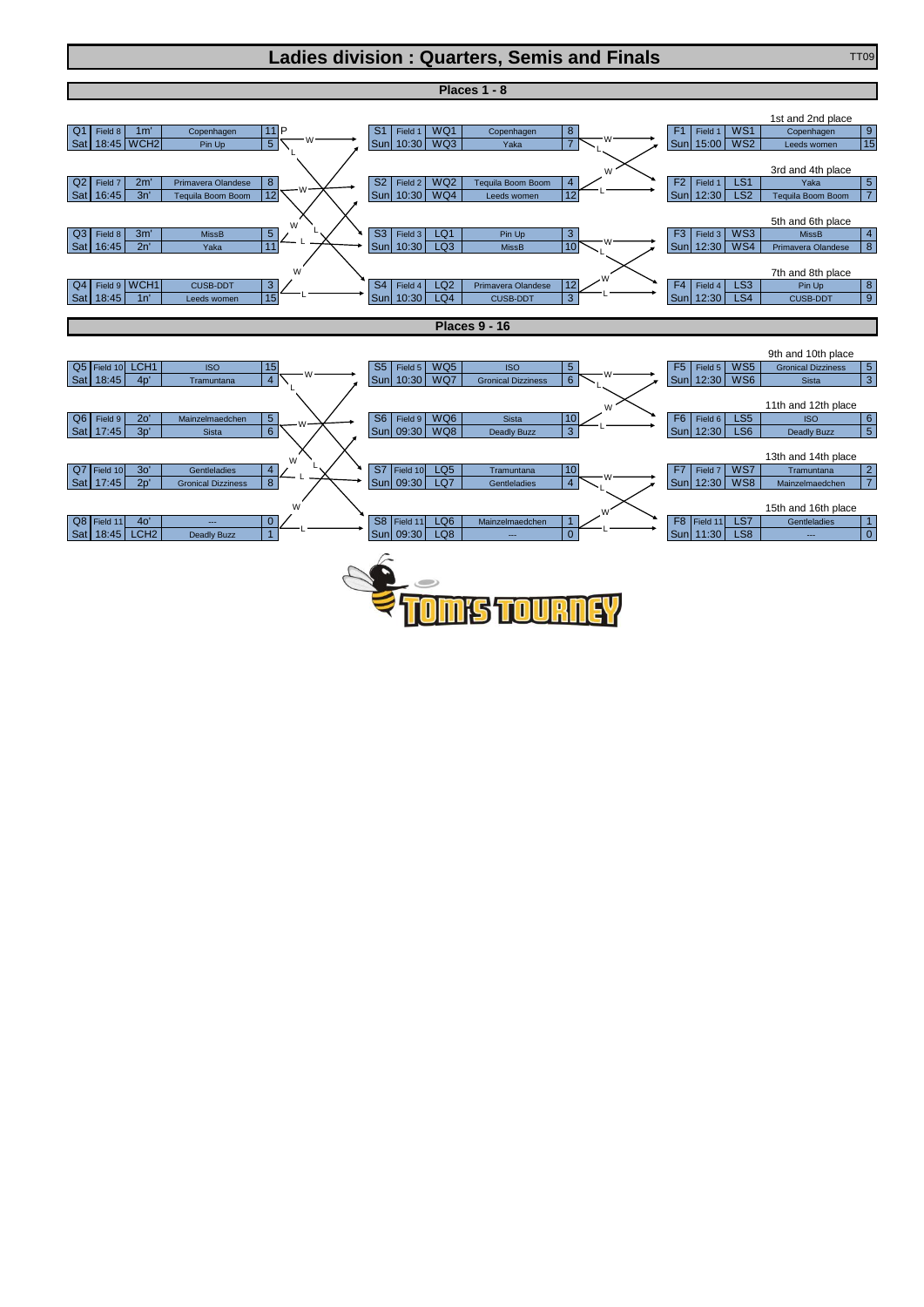# Ladies division : Quarters, Semis and Finals

TT09

## Places 1 - 8

### Quarter-finals

| Match | Field | Slot | Team | Score |
|---|---|---|---|---|
| Q1 | Field 8 | 1m' | Copenhagen | 11 P |
| Sat | 18:45 | WCH2 | Pin Up | 5 |
| Q2 | Field 7 | 2m' | Primavera Olandese | 8 |
| Sat | 16:45 | 3n' | Tequila Boom Boom | 12 |
| Q3 | Field 8 | 3m' | MissB | 5 |
| Sat | 16:45 | 2n' | Yaka | 11 |
| Q4 | Field 9 | WCH1 | CUSB-DDT | 3 |
| Sat | 18:45 | 1n' | Leeds women | 15 |

### Semi-finals

| Match | Field | Slot | Team | Score |
|---|---|---|---|---|
| S1 | Field 1 | WQ1 | Copenhagen | 8 |
| Sun | 10:30 | WQ3 | Yaka | 7 |
| S2 | Field 2 | WQ2 | Tequila Boom Boom | 4 |
| Sun | 10:30 | WQ4 | Leeds women | 12 |
| S3 | Field 3 | LQ1 | Pin Up | 3 |
| Sun | 10:30 | LQ3 | MissB | 10 |
| S4 | Field 4 | LQ2 | Primavera Olandese | 12 |
| Sun | 10:30 | LQ4 | CUSB-DDT | 3 |

### Finals

| Place | Match | Field | Slot | Team | Score |
|---|---|---|---|---|---|
| 1st and 2nd place | F1 | Field 1 | WS1 | Copenhagen | 9 |
| | Sun | 15:00 | WS2 | Leeds women | 15 |
| 3rd and 4th place | F2 | Field 1 | LS1 | Yaka | 5 |
| | Sun | 12:30 | LS2 | Tequila Boom Boom | 7 |
| 5th and 6th place | F3 | Field 3 | WS3 | MissB | 4 |
| | Sun | 12:30 | WS4 | Primavera Olandese | 8 |
| 7th and 8th place | F4 | Field 4 | LS3 | Pin Up | 8 |
| | Sun | 12:30 | LS4 | CUSB-DDT | 9 |

## Places 9 - 16

### Quarter-finals

| Match | Field | Slot | Team | Score |
|---|---|---|---|---|
| Q5 | Field 10 | LCH1 | ISO | 15 |
| Sat | 18:45 | 4p' | Tramuntana | 4 |
| Q6 | Field 9 | 2o' | Mainzelmaedchen | 5 |
| Sat | 17:45 | 3p' | Sista | 6 |
| Q7 | Field 10 | 3o' | Gentleladies | 4 |
| Sat | 17:45 | 2p' | Gronical Dizziness | 8 |
| Q8 | Field 11 | 4o' | --- | 0 |
| Sat | 18:45 | LCH2 | Deadly Buzz | 1 |

### Semi-finals

| Match | Field | Slot | Team | Score |
|---|---|---|---|---|
| S5 | Field 5 | WQ5 | ISO | 5 |
| Sun | 10:30 | WQ7 | Gronical Dizziness | 6 |
| S6 | Field 9 | WQ6 | Sista | 10 |
| Sun | 09:30 | WQ8 | Deadly Buzz | 3 |
| S7 | Field 10 | LQ5 | Tramuntana | 10 |
| Sun | 09:30 | LQ7 | Gentleladies | 4 |
| S8 | Field 11 | LQ6 | Mainzelmaedchen | 1 |
| Sun | 09:30 | LQ8 | --- | 0 |

### Finals

| Place | Match | Field | Slot | Team | Score |
|---|---|---|---|---|---|
| 9th and 10th place | F5 | Field 5 | WS5 | Gronical Dizziness | 5 |
| | Sun | 12:30 | WS6 | Sista | 3 |
| 11th and 12th place | F6 | Field 6 | LS5 | ISO | 6 |
| | Sun | 12:30 | LS6 | Deadly Buzz | 5 |
| 13th and 14th place | F7 | Field 7 | WS7 | Tramuntana | 2 |
| | Sun | 12:30 | WS8 | Mainzelmaedchen | 7 |
| 15th and 16th place | F8 | Field 11 | LS7 | Gentleladies | 1 |
| | Sun | 11:30 | LS8 | --- | 0 |

TOM'S TOURNEY